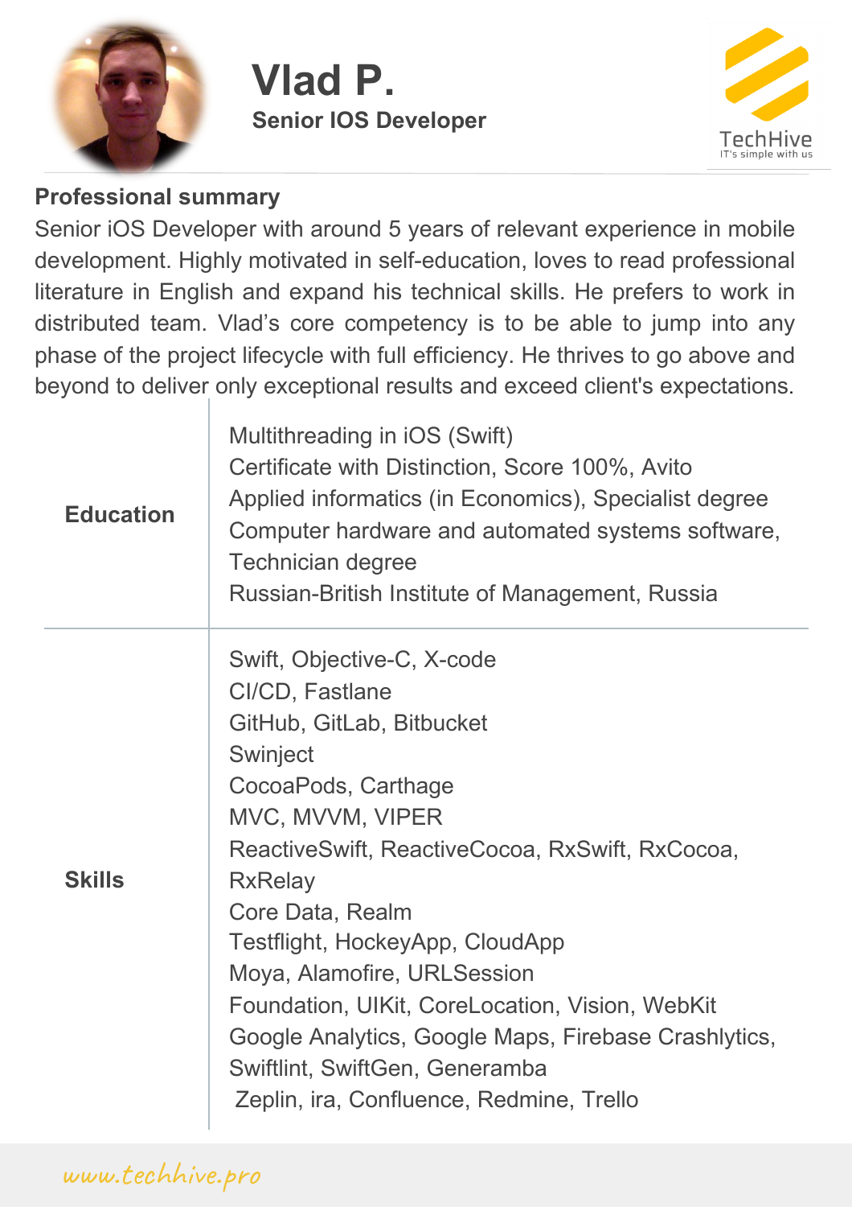# Vlad P.

**Senior IOS Developer**

TechHive
IT's simple with us

## Professional summary

Senior iOS Developer with around 5 years of relevant experience in mobile development. Highly motivated in self-education, loves to read professional literature in English and expand his technical skills. He prefers to work in distributed team. Vlad's core competency is to be able to jump into any phase of the project lifecycle with full efficiency. He thrives to go above and beyond to deliver only exceptional results and exceed client's expectations.

| | |
|---|---|
| **Education** | Multithreading in iOS (Swift)<br>Certificate with Distinction, Score 100%, Avito<br>Applied informatics (in Economics), Specialist degree<br>Computer hardware and automated systems software, Technician degree<br>Russian-British Institute of Management, Russia |
| **Skills** | Swift, Objective-C, X-code<br>CI/CD, Fastlane<br>GitHub, GitLab, Bitbucket<br>Swinject<br>CocoaPods, Carthage<br>MVC, MVVM, VIPER<br>ReactiveSwift, ReactiveCocoa, RxSwift, RxCocoa, RxRelay<br>Core Data, Realm<br>Testflight, HockeyApp, CloudApp<br>Moya, Alamofire, URLSession<br>Foundation, UIKit, CoreLocation, Vision, WebKit<br>Google Analytics, Google Maps, Firebase Crashlytics, Swiftlint, SwiftGen, Generamba<br>Zeplin, ira, Confluence, Redmine, Trello |

www.techhive.pro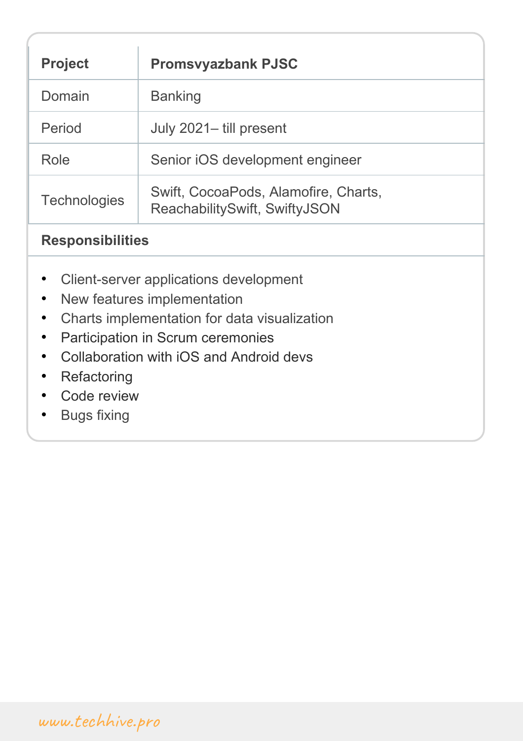| **Project** | **Promsvyazbank PJSC** |
| --- | --- |
| Domain | Banking |
| Period | July 2021– till present |
| Role | Senior iOS development engineer |
| Technologies | Swift, CocoaPods, Alamofire, Charts, ReachabilitySwift, SwiftyJSON |

**Responsibilities**

- Client-server applications development
- New features implementation
- Charts implementation for data visualization
- Participation in Scrum ceremonies
- Collaboration with iOS and Android devs
- Refactoring
- Code review
- Bugs fixing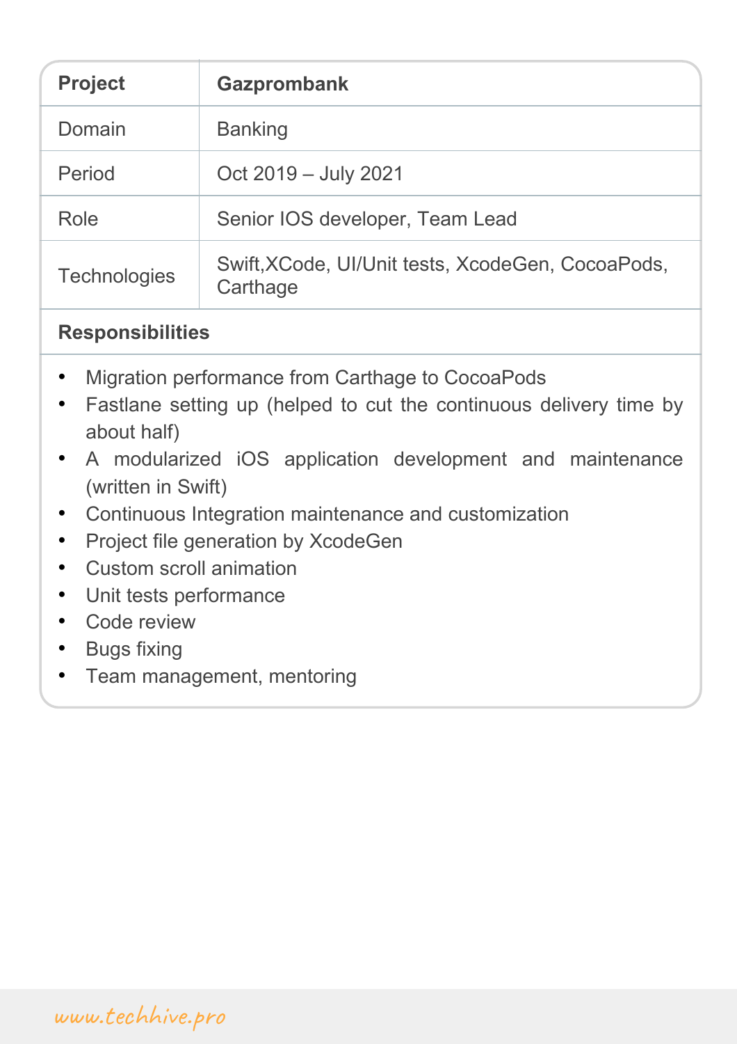| Project | Gazprombank |
| --- | --- |
| Domain | Banking |
| Period | Oct 2019 – July 2021 |
| Role | Senior IOS developer, Team Lead |
| Technologies | Swift,XCode, UI/Unit tests, XcodeGen, CocoaPods, Carthage |

**Responsibilities**

- Migration performance from Carthage to CocoaPods
- Fastlane setting up (helped to cut the continuous delivery time by about half)
- A modularized iOS application development and maintenance (written in Swift)
- Continuous Integration maintenance and customization
- Project file generation by XcodeGen
- Custom scroll animation
- Unit tests performance
- Code review
- Bugs fixing
- Team management, mentoring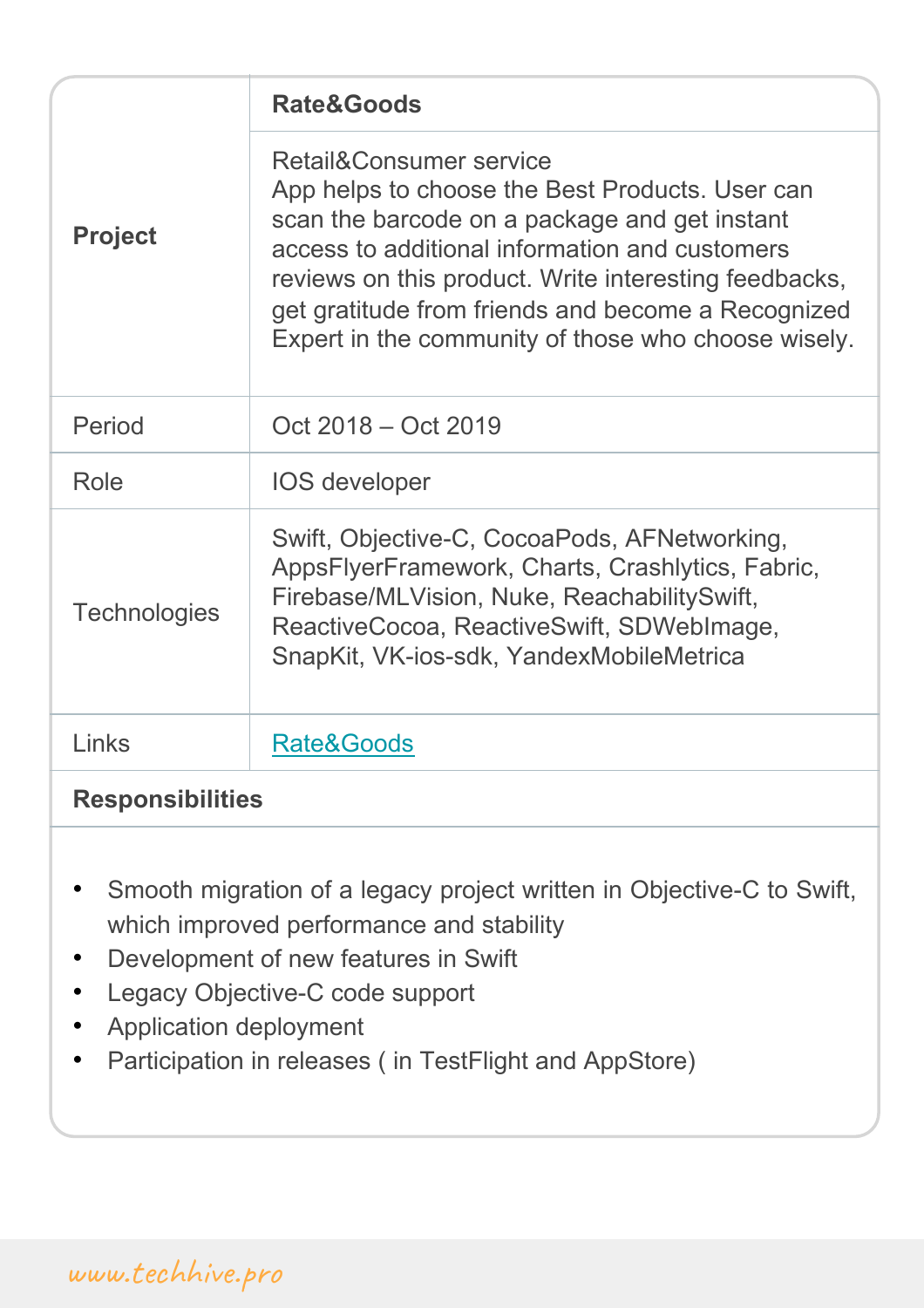| **Project** | **Rate&Goods** |
| --- | --- |
| | Retail&Consumer service<br>App helps to choose the Best Products. User can scan the barcode on a package and get instant access to additional information and customers reviews on this product. Write interesting feedbacks, get gratitude from friends and become a Recognized Expert in the community of those who choose wisely. |
| Period | Oct 2018 – Oct 2019 |
| Role | IOS developer |
| Technologies | Swift, Objective-C, CocoaPods, AFNetworking, AppsFlyerFramework, Charts, Crashlytics, Fabric, Firebase/MLVision, Nuke, ReachabilitySwift, ReactiveCocoa, ReactiveSwift, SDWebImage, SnapKit, VK-ios-sdk, YandexMobileMetrica |
| Links | Rate&Goods |

**Responsibilities**

- Smooth migration of a legacy project written in Objective-C to Swift, which improved performance and stability
- Development of new features in Swift
- Legacy Objective-C code support
- Application deployment
- Participation in releases ( in TestFlight and AppStore)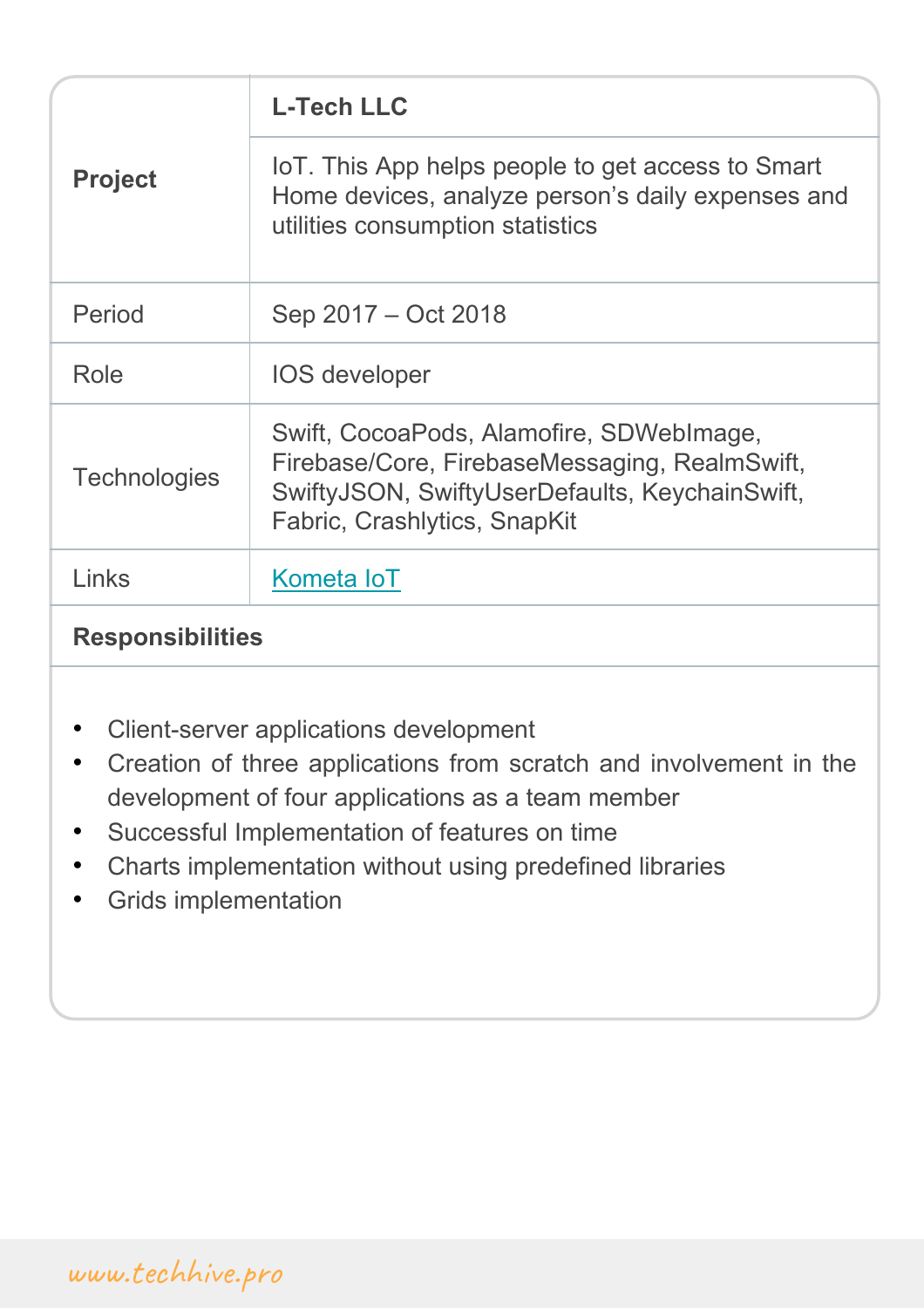| **Project** | **L-Tech LLC** |
| --- | --- |
| | IoT. This App helps people to get access to Smart Home devices, analyze person's daily expenses and utilities consumption statistics |
| Period | Sep 2017 – Oct 2018 |
| Role | IOS developer |
| Technologies | Swift, CocoaPods, Alamofire, SDWebImage, Firebase/Core, FirebaseMessaging, RealmSwift, SwiftyJSON, SwiftyUserDefaults, KeychainSwift, Fabric, Crashlytics, SnapKit |
| Links | Kometa IoT |

**Responsibilities**

- Client-server applications development
- Creation of three applications from scratch and involvement in the development of four applications as a team member
- Successful Implementation of features on time
- Charts implementation without using predefined libraries
- Grids implementation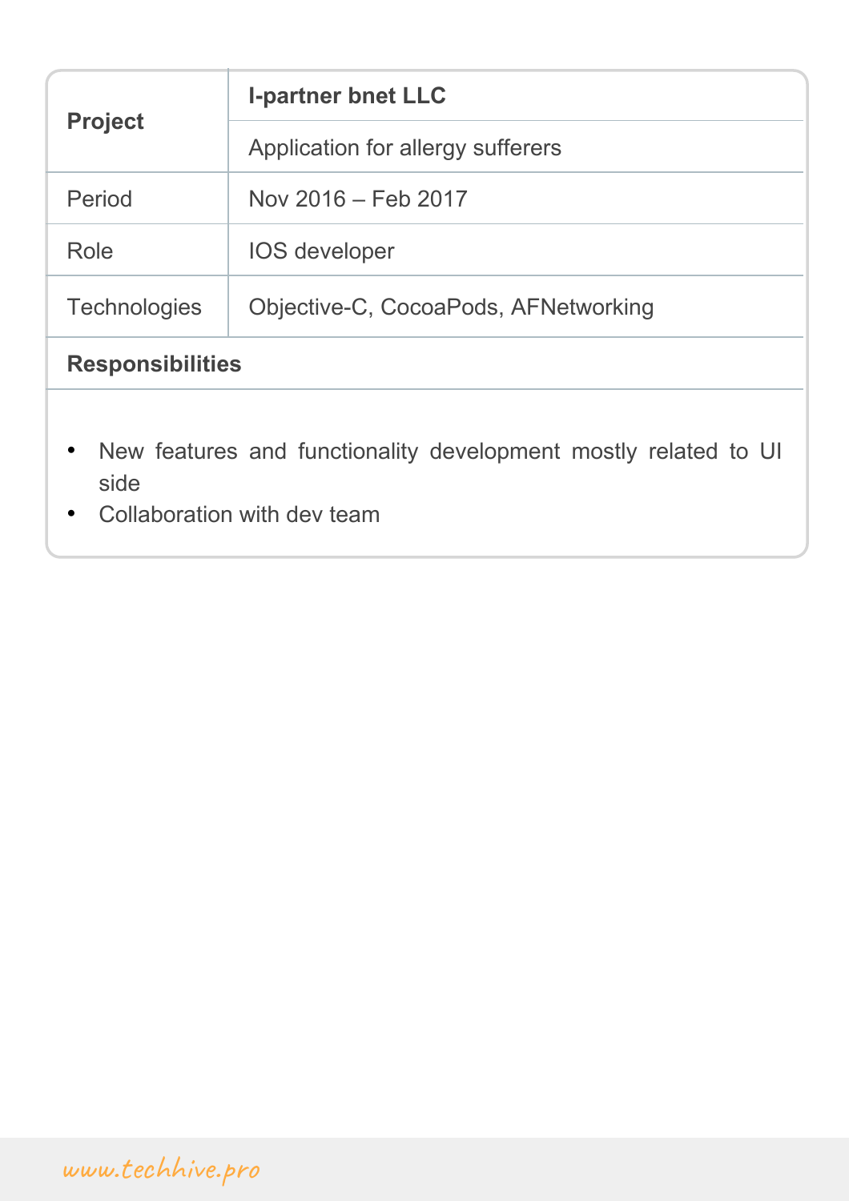| | |
|---|---|
| **Project** | **I-partner bnet LLC** |
| | Application for allergy sufferers |
| Period | Nov 2016 – Feb 2017 |
| Role | IOS developer |
| Technologies | Objective-C, CocoaPods, AFNetworking |

**Responsibilities**

- New features and functionality development mostly related to UI side
- Collaboration with dev team